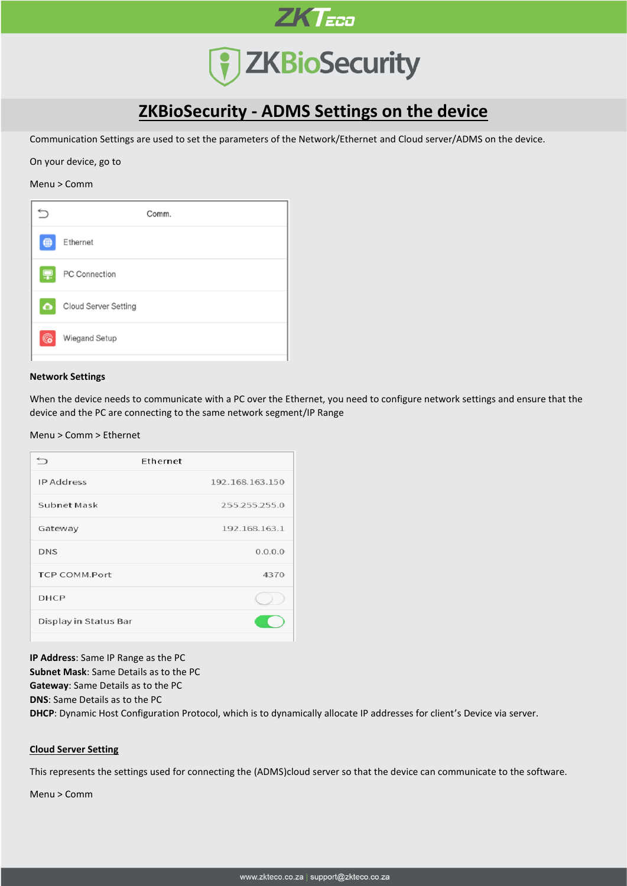# ZKBioSecurity - ADMS Settings on the device

Communication Settings are used to set the parameters of the Network/Ethernet and Cloud server/ADMS on the device.

On your device, go to

Menu > Comm

**Network Settings**

When the device needs to communicate with a PC over the Ethernet, you need to configure network settings and ensure that the device and the PC are connecting to the same network segment/IP Range

Menu > Comm > Ethernet

**IP Address**: Same IP Range as the PC
**Subnet Mask**: Same Details as to the PC
**Gateway**: Same Details as to the PC
**DNS**: Same Details as to the PC
**DHCP**: Dynamic Host Configuration Protocol, which is to dynamically allocate IP addresses for client's Device via server.

## Cloud Server Setting

This represents the settings used for connecting the (ADMS)cloud server so that the device can communicate to the software.

Menu > Comm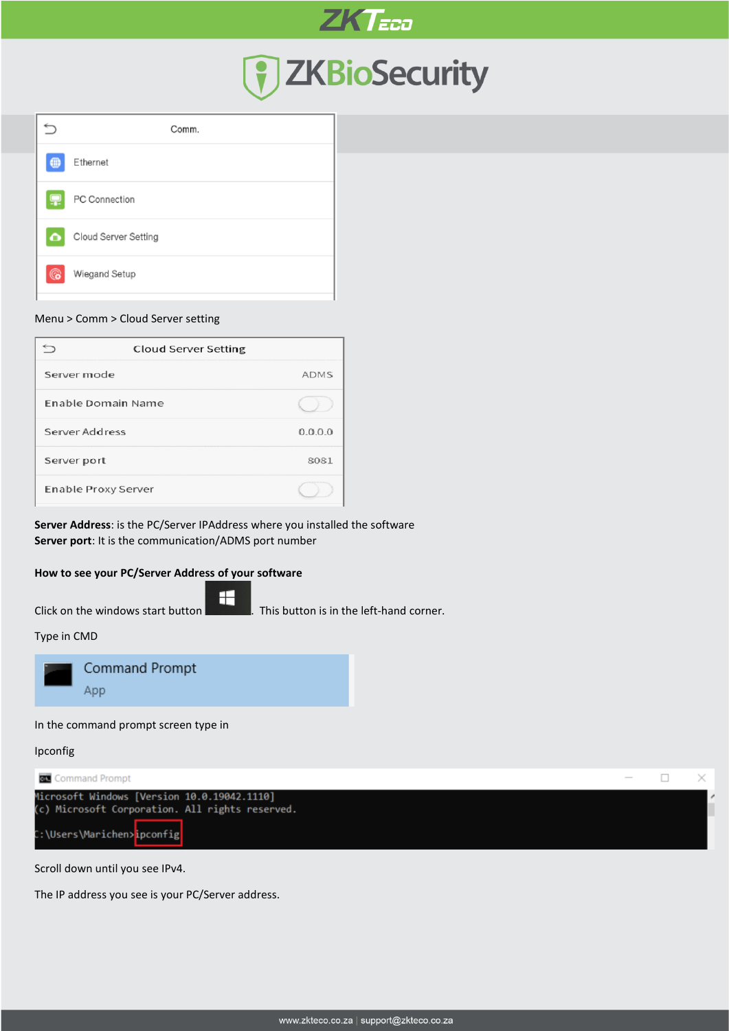Menu > Comm > Cloud Server setting

**Server Address**: is the PC/Server IPAddress where you installed the software
**Server port**: It is the communication/ADMS port number

**How to see your PC/Server Address of your software**

Click on the windows start button . This button is in the left-hand corner.

Type in CMD

In the command prompt screen type in

Ipconfig

Scroll down until you see IPv4.

The IP address you see is your PC/Server address.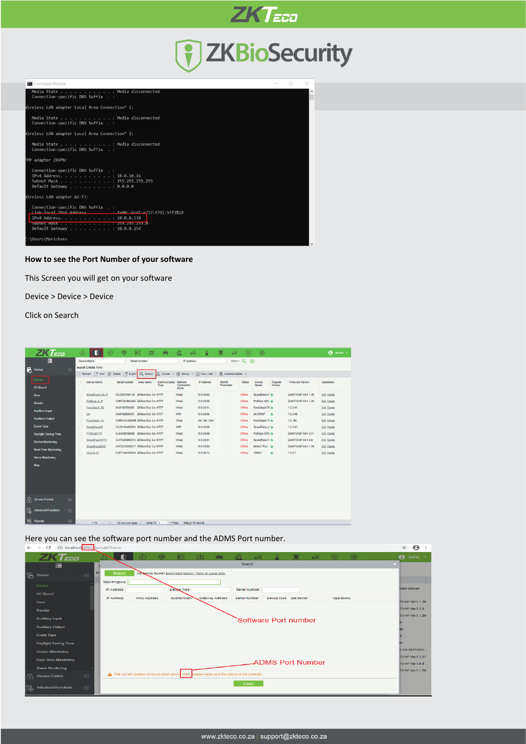## How to see the Port Number of your software

This Screen you will get on your software

Device > Device > Device

Click on Search

Here you can see the software port number and the ADMS Port number.